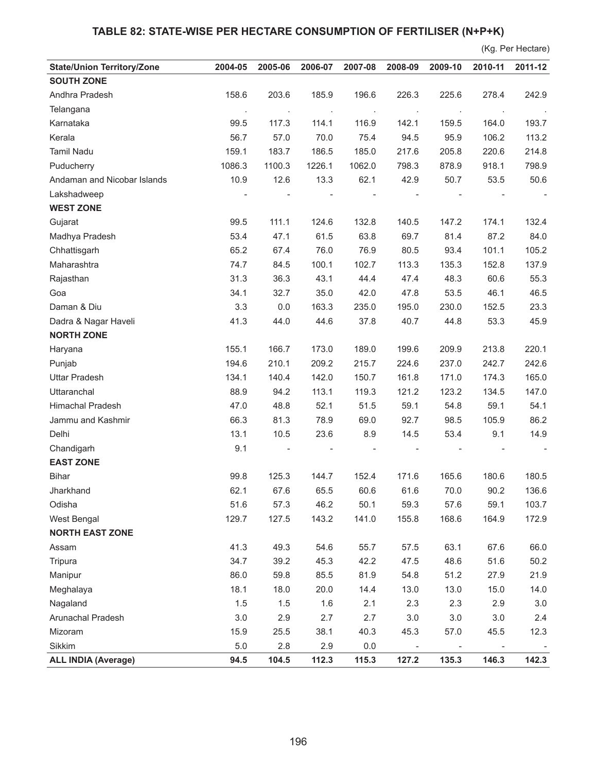# TABLE 82: STATE-WISE PER HECTARE CONSUMPTION OF FERTILISER (N+P+K)

(Kg. Per Hectare)

| State/Union Territory/Zone | 2004-05 | 2005-06 | 2006-07 | 2007-08 | 2008-09 | 2009-10 | 2010-11 | 2011-12 |
|---|---|---|---|---|---|---|---|---|
| **SOUTH ZONE** | | | | | | | | |
| Andhra Pradesh | 158.6 | 203.6 | 185.9 | 196.6 | 226.3 | 225.6 | 278.4 | 242.9 |
| Telangana | . | . | . | . | . | . | . | . |
| Karnataka | 99.5 | 117.3 | 114.1 | 116.9 | 142.1 | 159.5 | 164.0 | 193.7 |
| Kerala | 56.7 | 57.0 | 70.0 | 75.4 | 94.5 | 95.9 | 106.2 | 113.2 |
| Tamil Nadu | 159.1 | 183.7 | 186.5 | 185.0 | 217.6 | 205.8 | 220.6 | 214.8 |
| Puducherry | 1086.3 | 1100.3 | 1226.1 | 1062.0 | 798.3 | 878.9 | 918.1 | 798.9 |
| Andaman and Nicobar Islands | 10.9 | 12.6 | 13.3 | 62.1 | 42.9 | 50.7 | 53.5 | 50.6 |
| Lakshadweep | - | - | - | - | - | - | - | - |
| **WEST ZONE** | | | | | | | | |
| Gujarat | 99.5 | 111.1 | 124.6 | 132.8 | 140.5 | 147.2 | 174.1 | 132.4 |
| Madhya Pradesh | 53.4 | 47.1 | 61.5 | 63.8 | 69.7 | 81.4 | 87.2 | 84.0 |
| Chhattisgarh | 65.2 | 67.4 | 76.0 | 76.9 | 80.5 | 93.4 | 101.1 | 105.2 |
| Maharashtra | 74.7 | 84.5 | 100.1 | 102.7 | 113.3 | 135.3 | 152.8 | 137.9 |
| Rajasthan | 31.3 | 36.3 | 43.1 | 44.4 | 47.4 | 48.3 | 60.6 | 55.3 |
| Goa | 34.1 | 32.7 | 35.0 | 42.0 | 47.8 | 53.5 | 46.1 | 46.5 |
| Daman & Diu | 3.3 | 0.0 | 163.3 | 235.0 | 195.0 | 230.0 | 152.5 | 23.3 |
| Dadra & Nagar Haveli | 41.3 | 44.0 | 44.6 | 37.8 | 40.7 | 44.8 | 53.3 | 45.9 |
| **NORTH ZONE** | | | | | | | | |
| Haryana | 155.1 | 166.7 | 173.0 | 189.0 | 199.6 | 209.9 | 213.8 | 220.1 |
| Punjab | 194.6 | 210.1 | 209.2 | 215.7 | 224.6 | 237.0 | 242.7 | 242.6 |
| Uttar Pradesh | 134.1 | 140.4 | 142.0 | 150.7 | 161.8 | 171.0 | 174.3 | 165.0 |
| Uttaranchal | 88.9 | 94.2 | 113.1 | 119.3 | 121.2 | 123.2 | 134.5 | 147.0 |
| Himachal Pradesh | 47.0 | 48.8 | 52.1 | 51.5 | 59.1 | 54.8 | 59.1 | 54.1 |
| Jammu and Kashmir | 66.3 | 81.3 | 78.9 | 69.0 | 92.7 | 98.5 | 105.9 | 86.2 |
| Delhi | 13.1 | 10.5 | 23.6 | 8.9 | 14.5 | 53.4 | 9.1 | 14.9 |
| Chandigarh | 9.1 | - | - | - | - | - | - | - |
| **EAST ZONE** | | | | | | | | |
| Bihar | 99.8 | 125.3 | 144.7 | 152.4 | 171.6 | 165.6 | 180.6 | 180.5 |
| Jharkhand | 62.1 | 67.6 | 65.5 | 60.6 | 61.6 | 70.0 | 90.2 | 136.6 |
| Odisha | 51.6 | 57.3 | 46.2 | 50.1 | 59.3 | 57.6 | 59.1 | 103.7 |
| West Bengal | 129.7 | 127.5 | 143.2 | 141.0 | 155.8 | 168.6 | 164.9 | 172.9 |
| **NORTH EAST ZONE** | | | | | | | | |
| Assam | 41.3 | 49.3 | 54.6 | 55.7 | 57.5 | 63.1 | 67.6 | 66.0 |
| Tripura | 34.7 | 39.2 | 45.3 | 42.2 | 47.5 | 48.6 | 51.6 | 50.2 |
| Manipur | 86.0 | 59.8 | 85.5 | 81.9 | 54.8 | 51.2 | 27.9 | 21.9 |
| Meghalaya | 18.1 | 18.0 | 20.0 | 14.4 | 13.0 | 13.0 | 15.0 | 14.0 |
| Nagaland | 1.5 | 1.5 | 1.6 | 2.1 | 2.3 | 2.3 | 2.9 | 3.0 |
| Arunachal Pradesh | 3.0 | 2.9 | 2.7 | 2.7 | 3.0 | 3.0 | 3.0 | 2.4 |
| Mizoram | 15.9 | 25.5 | 38.1 | 40.3 | 45.3 | 57.0 | 45.5 | 12.3 |
| Sikkim | 5.0 | 2.8 | 2.9 | 0.0 | - | - | - | - |
| **ALL INDIA (Average)** | **94.5** | **104.5** | **112.3** | **115.3** | **127.2** | **135.3** | **146.3** | **142.3** |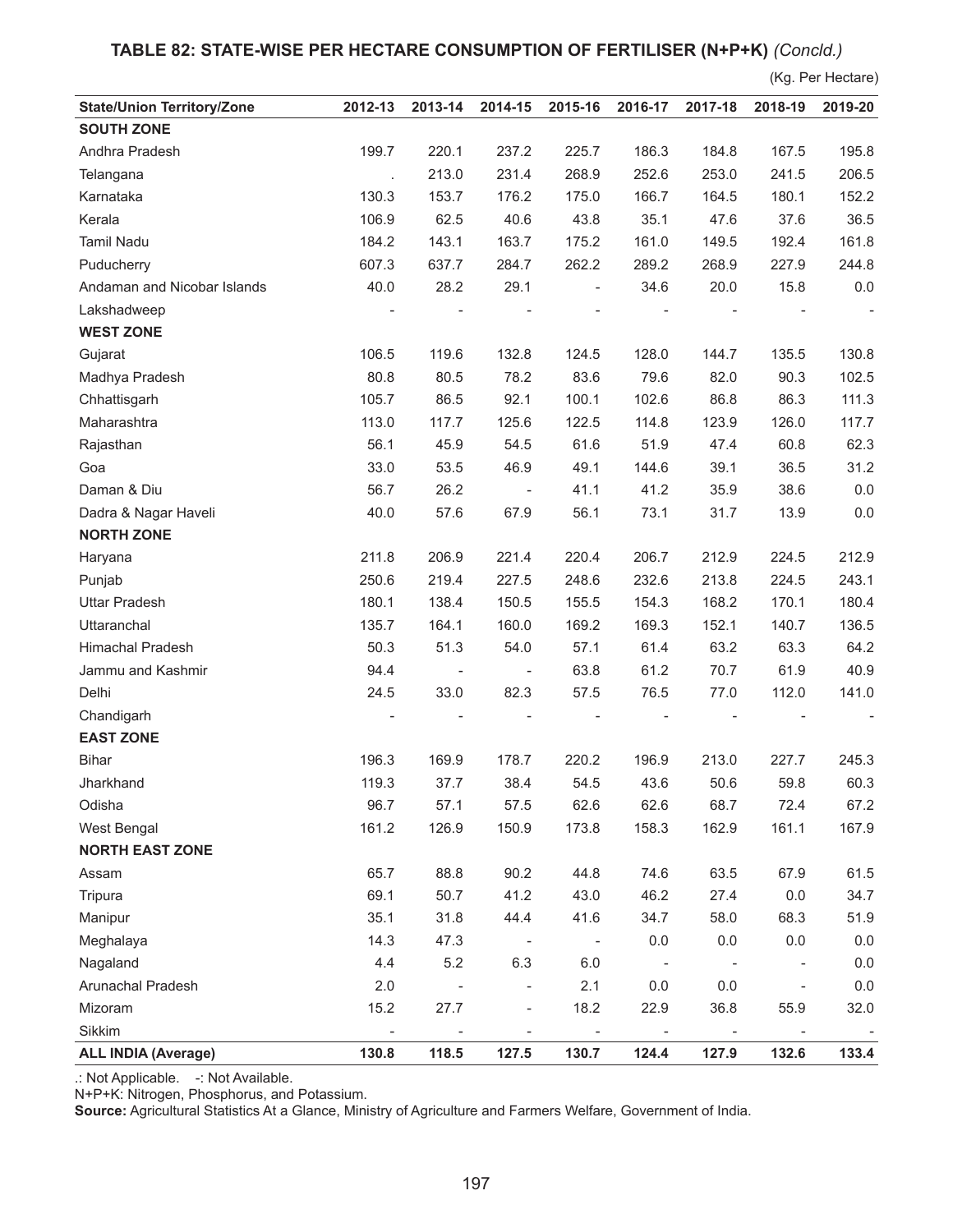## TABLE 82: STATE-WISE PER HECTARE CONSUMPTION OF FERTILISER (N+P+K) *(Concld.)*

(Kg. Per Hectare)

| State/Union Territory/Zone | 2012-13 | 2013-14 | 2014-15 | 2015-16 | 2016-17 | 2017-18 | 2018-19 | 2019-20 |
|---|---|---|---|---|---|---|---|---|
| **SOUTH ZONE** | | | | | | | | |
| Andhra Pradesh | 199.7 | 220.1 | 237.2 | 225.7 | 186.3 | 184.8 | 167.5 | 195.8 |
| Telangana | . | 213.0 | 231.4 | 268.9 | 252.6 | 253.0 | 241.5 | 206.5 |
| Karnataka | 130.3 | 153.7 | 176.2 | 175.0 | 166.7 | 164.5 | 180.1 | 152.2 |
| Kerala | 106.9 | 62.5 | 40.6 | 43.8 | 35.1 | 47.6 | 37.6 | 36.5 |
| Tamil Nadu | 184.2 | 143.1 | 163.7 | 175.2 | 161.0 | 149.5 | 192.4 | 161.8 |
| Puducherry | 607.3 | 637.7 | 284.7 | 262.2 | 289.2 | 268.9 | 227.9 | 244.8 |
| Andaman and Nicobar Islands | 40.0 | 28.2 | 29.1 | - | 34.6 | 20.0 | 15.8 | 0.0 |
| Lakshadweep | - | - | - | - | - | - | - | - |
| **WEST ZONE** | | | | | | | | |
| Gujarat | 106.5 | 119.6 | 132.8 | 124.5 | 128.0 | 144.7 | 135.5 | 130.8 |
| Madhya Pradesh | 80.8 | 80.5 | 78.2 | 83.6 | 79.6 | 82.0 | 90.3 | 102.5 |
| Chhattisgarh | 105.7 | 86.5 | 92.1 | 100.1 | 102.6 | 86.8 | 86.3 | 111.3 |
| Maharashtra | 113.0 | 117.7 | 125.6 | 122.5 | 114.8 | 123.9 | 126.0 | 117.7 |
| Rajasthan | 56.1 | 45.9 | 54.5 | 61.6 | 51.9 | 47.4 | 60.8 | 62.3 |
| Goa | 33.0 | 53.5 | 46.9 | 49.1 | 144.6 | 39.1 | 36.5 | 31.2 |
| Daman & Diu | 56.7 | 26.2 | - | 41.1 | 41.2 | 35.9 | 38.6 | 0.0 |
| Dadra & Nagar Haveli | 40.0 | 57.6 | 67.9 | 56.1 | 73.1 | 31.7 | 13.9 | 0.0 |
| **NORTH ZONE** | | | | | | | | |
| Haryana | 211.8 | 206.9 | 221.4 | 220.4 | 206.7 | 212.9 | 224.5 | 212.9 |
| Punjab | 250.6 | 219.4 | 227.5 | 248.6 | 232.6 | 213.8 | 224.5 | 243.1 |
| Uttar Pradesh | 180.1 | 138.4 | 150.5 | 155.5 | 154.3 | 168.2 | 170.1 | 180.4 |
| Uttaranchal | 135.7 | 164.1 | 160.0 | 169.2 | 169.3 | 152.1 | 140.7 | 136.5 |
| Himachal Pradesh | 50.3 | 51.3 | 54.0 | 57.1 | 61.4 | 63.2 | 63.3 | 64.2 |
| Jammu and Kashmir | 94.4 | - | - | 63.8 | 61.2 | 70.7 | 61.9 | 40.9 |
| Delhi | 24.5 | 33.0 | 82.3 | 57.5 | 76.5 | 77.0 | 112.0 | 141.0 |
| Chandigarh | - | - | - | - | - | - | - | - |
| **EAST ZONE** | | | | | | | | |
| Bihar | 196.3 | 169.9 | 178.7 | 220.2 | 196.9 | 213.0 | 227.7 | 245.3 |
| Jharkhand | 119.3 | 37.7 | 38.4 | 54.5 | 43.6 | 50.6 | 59.8 | 60.3 |
| Odisha | 96.7 | 57.1 | 57.5 | 62.6 | 62.6 | 68.7 | 72.4 | 67.2 |
| West Bengal | 161.2 | 126.9 | 150.9 | 173.8 | 158.3 | 162.9 | 161.1 | 167.9 |
| **NORTH EAST ZONE** | | | | | | | | |
| Assam | 65.7 | 88.8 | 90.2 | 44.8 | 74.6 | 63.5 | 67.9 | 61.5 |
| Tripura | 69.1 | 50.7 | 41.2 | 43.0 | 46.2 | 27.4 | 0.0 | 34.7 |
| Manipur | 35.1 | 31.8 | 44.4 | 41.6 | 34.7 | 58.0 | 68.3 | 51.9 |
| Meghalaya | 14.3 | 47.3 | - | - | 0.0 | 0.0 | 0.0 | 0.0 |
| Nagaland | 4.4 | 5.2 | 6.3 | 6.0 | - | - | - | 0.0 |
| Arunachal Pradesh | 2.0 | - | - | 2.1 | 0.0 | 0.0 | - | 0.0 |
| Mizoram | 15.2 | 27.7 | - | 18.2 | 22.9 | 36.8 | 55.9 | 32.0 |
| Sikkim | - | - | - | - | - | - | - | - |
| **ALL INDIA (Average)** | **130.8** | **118.5** | **127.5** | **130.7** | **124.4** | **127.9** | **132.6** | **133.4** |

.: Not Applicable. -: Not Available.

N+P+K: Nitrogen, Phosphorus, and Potassium.

**Source:** Agricultural Statistics At a Glance, Ministry of Agriculture and Farmers Welfare, Government of India.